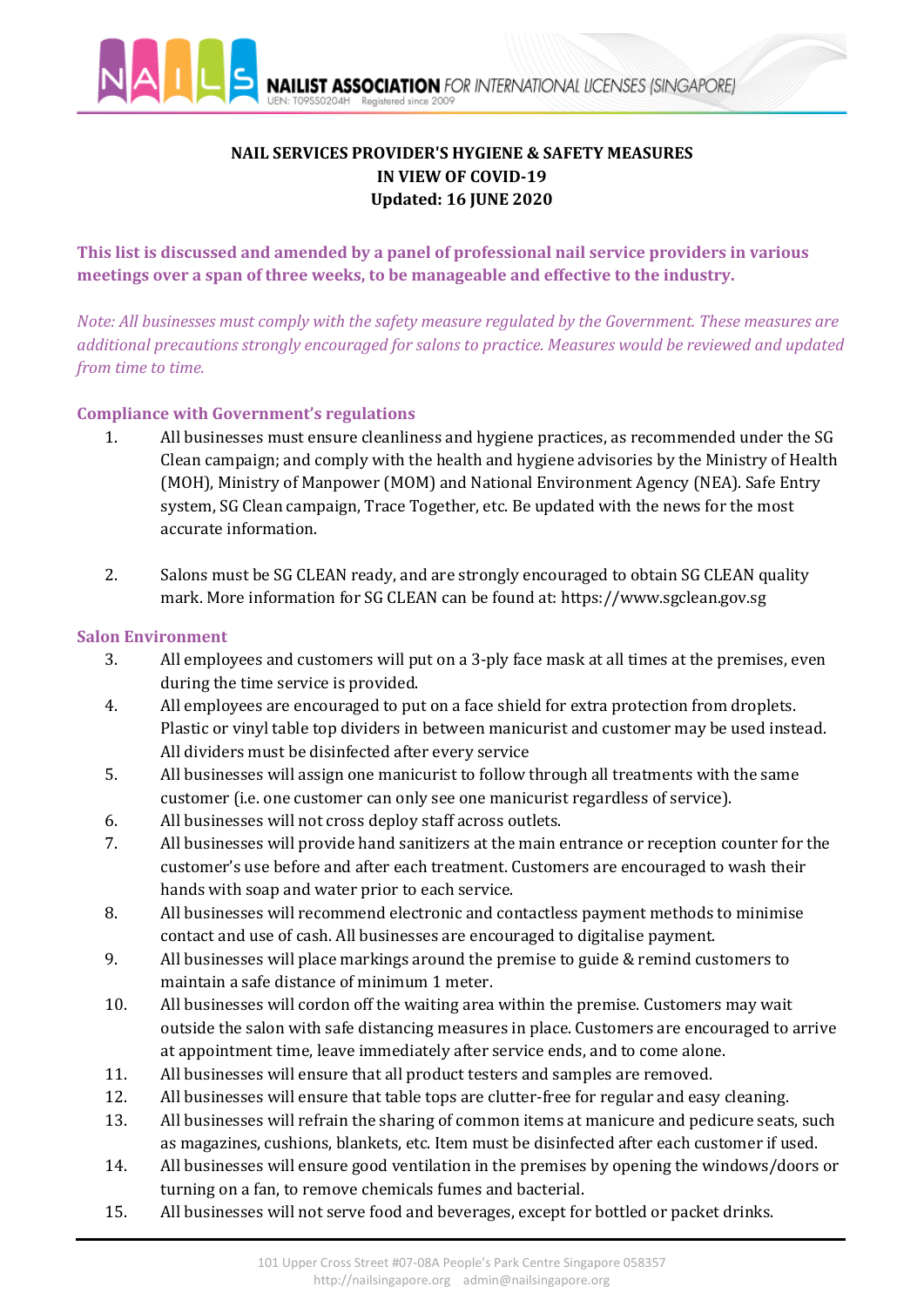# NAIL SERVICES PROVIDER'S HYGIENE & SAFETY MEASURES IN VIEW OF COVID-19

**Updated: 16 JUNE 2020**

**This list is discussed and amended by a panel of professional nail service providers in various meetings over a span of three weeks, to be manageable and effective to the industry.**

*Note: All businesses must comply with the safety measure regulated by the Government. These measures are additional precautions strongly encouraged for salons to practice. Measures would be reviewed and updated from time to time.*

## Compliance with Government's regulations

1. All businesses must ensure cleanliness and hygiene practices, as recommended under the SG Clean campaign; and comply with the health and hygiene advisories by the Ministry of Health (MOH), Ministry of Manpower (MOM) and National Environment Agency (NEA). Safe Entry system, SG Clean campaign, Trace Together, etc. Be updated with the news for the most accurate information.

2. Salons must be SG CLEAN ready, and are strongly encouraged to obtain SG CLEAN quality mark. More information for SG CLEAN can be found at: https://www.sgclean.gov.sg

## Salon Environment

3. All employees and customers will put on a 3-ply face mask at all times at the premises, even during the time service is provided.
4. All employees are encouraged to put on a face shield for extra protection from droplets. Plastic or vinyl table top dividers in between manicurist and customer may be used instead. All dividers must be disinfected after every service
5. All businesses will assign one manicurist to follow through all treatments with the same customer (i.e. one customer can only see one manicurist regardless of service).
6. All businesses will not cross deploy staff across outlets.
7. All businesses will provide hand sanitizers at the main entrance or reception counter for the customer's use before and after each treatment. Customers are encouraged to wash their hands with soap and water prior to each service.
8. All businesses will recommend electronic and contactless payment methods to minimise contact and use of cash. All businesses are encouraged to digitalise payment.
9. All businesses will place markings around the premise to guide & remind customers to maintain a safe distance of minimum 1 meter.
10. All businesses will cordon off the waiting area within the premise. Customers may wait outside the salon with safe distancing measures in place. Customers are encouraged to arrive at appointment time, leave immediately after service ends, and to come alone.
11. All businesses will ensure that all product testers and samples are removed.
12. All businesses will ensure that table tops are clutter-free for regular and easy cleaning.
13. All businesses will refrain the sharing of common items at manicure and pedicure seats, such as magazines, cushions, blankets, etc. Item must be disinfected after each customer if used.
14. All businesses will ensure good ventilation in the premises by opening the windows/doors or turning on a fan, to remove chemicals fumes and bacterial.
15. All businesses will not serve food and beverages, except for bottled or packet drinks.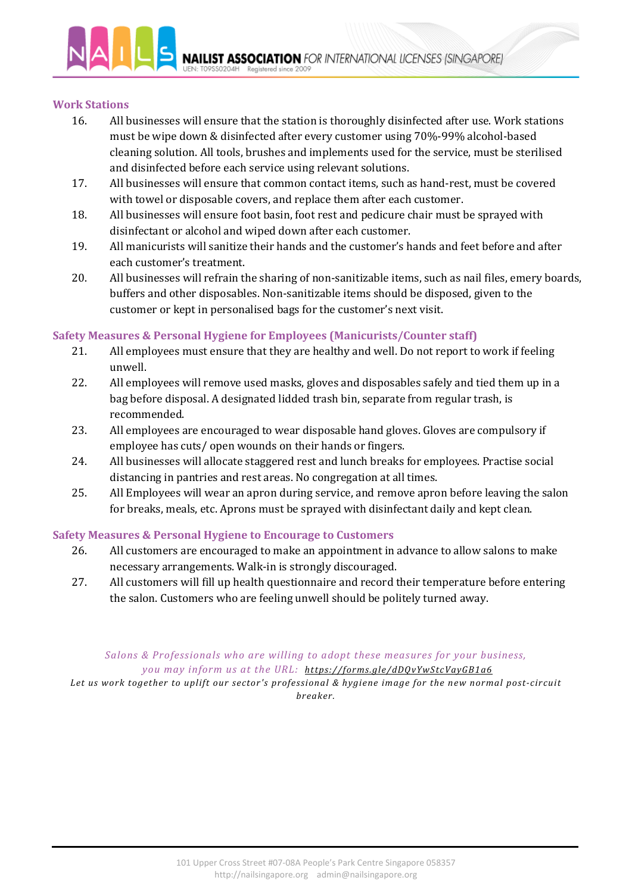### Work Stations

16. All businesses will ensure that the station is thoroughly disinfected after use. Work stations must be wipe down & disinfected after every customer using 70%-99% alcohol-based cleaning solution. All tools, brushes and implements used for the service, must be sterilised and disinfected before each service using relevant solutions.
17. All businesses will ensure that common contact items, such as hand-rest, must be covered with towel or disposable covers, and replace them after each customer.
18. All businesses will ensure foot basin, foot rest and pedicure chair must be sprayed with disinfectant or alcohol and wiped down after each customer.
19. All manicurists will sanitize their hands and the customer's hands and feet before and after each customer's treatment.
20. All businesses will refrain the sharing of non-sanitizable items, such as nail files, emery boards, buffers and other disposables. Non-sanitizable items should be disposed, given to the customer or kept in personalised bags for the customer's next visit.

### Safety Measures & Personal Hygiene for Employees (Manicurists/Counter staff)

21. All employees must ensure that they are healthy and well. Do not report to work if feeling unwell.
22. All employees will remove used masks, gloves and disposables safely and tied them up in a bag before disposal. A designated lidded trash bin, separate from regular trash, is recommended.
23. All employees are encouraged to wear disposable hand gloves. Gloves are compulsory if employee has cuts/ open wounds on their hands or fingers.
24. All businesses will allocate staggered rest and lunch breaks for employees. Practise social distancing in pantries and rest areas. No congregation at all times.
25. All Employees will wear an apron during service, and remove apron before leaving the salon for breaks, meals, etc. Aprons must be sprayed with disinfectant daily and kept clean.

### Safety Measures & Personal Hygiene to Encourage to Customers

26. All customers are encouraged to make an appointment in advance to allow salons to make necessary arrangements. Walk-in is strongly discouraged.
27. All customers will fill up health questionnaire and record their temperature before entering the salon. Customers who are feeling unwell should be politely turned away.

*Salons & Professionals who are willing to adopt these measures for your business, you may inform us at the URL: https://forms.gle/dDQvYwStcVayGB1a6*

*Let us work together to uplift our sector's professional & hygiene image for the new normal post-circuit breaker.*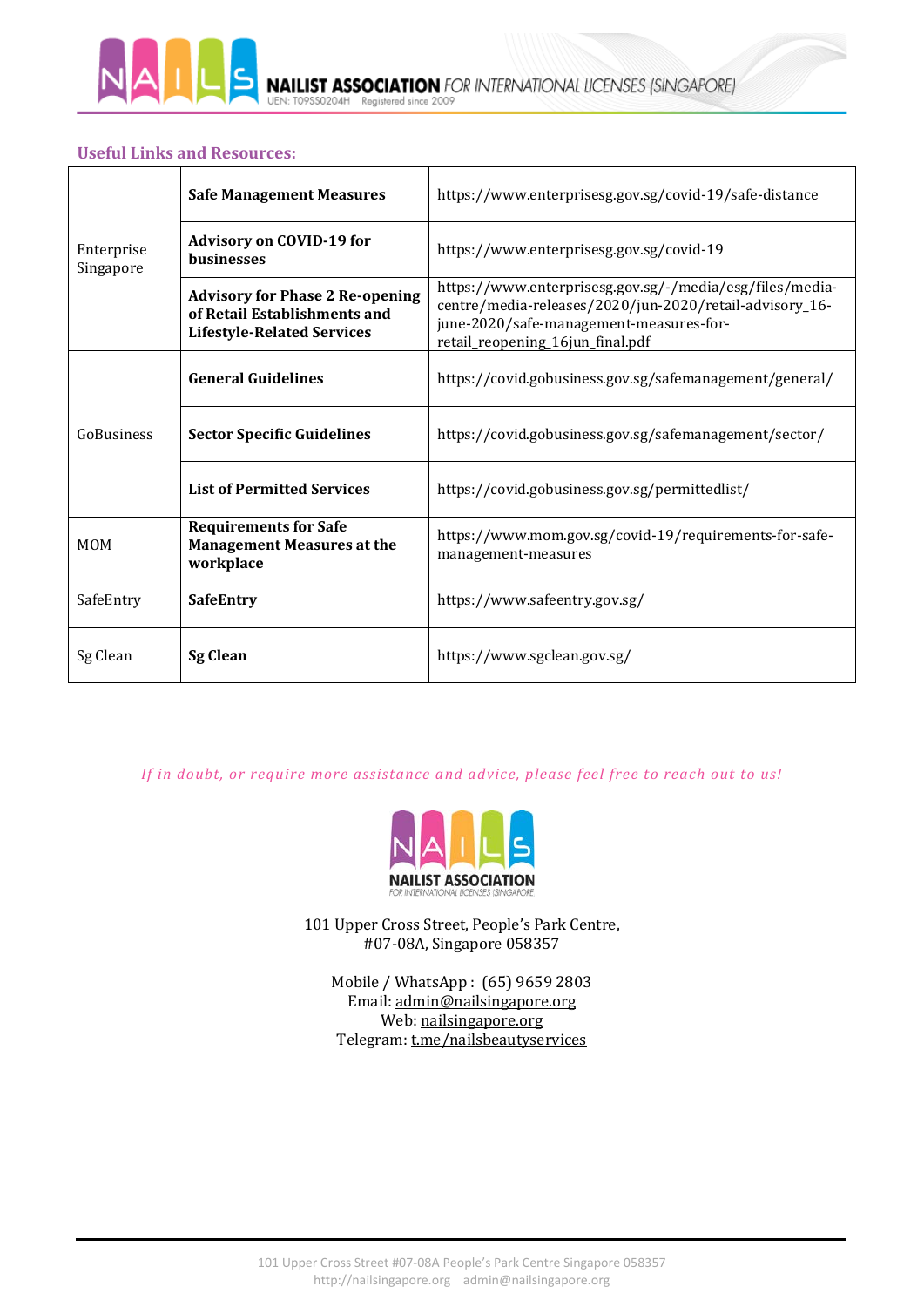### Useful Links and Resources:

| | | |
|---|---|---|
| Enterprise Singapore | **Safe Management Measures** | https://www.enterprisesg.gov.sg/covid-19/safe-distance |
| | **Advisory on COVID-19 for businesses** | https://www.enterprisesg.gov.sg/covid-19 |
| | **Advisory for Phase 2 Re-opening of Retail Establishments and Lifestyle-Related Services** | https://www.enterprisesg.gov.sg/-/media/esg/files/media-centre/media-releases/2020/jun-2020/retail-advisory_16-june-2020/safe-management-measures-for-retail_reopening_16jun_final.pdf |
| GoBusiness | **General Guidelines** | https://covid.gobusiness.gov.sg/safemanagement/general/ |
| | **Sector Specific Guidelines** | https://covid.gobusiness.gov.sg/safemanagement/sector/ |
| | **List of Permitted Services** | https://covid.gobusiness.gov.sg/permittedlist/ |
| MOM | **Requirements for Safe Management Measures at the workplace** | https://www.mom.gov.sg/covid-19/requirements-for-safe-management-measures |
| SafeEntry | **SafeEntry** | https://www.safeentry.gov.sg/ |
| Sg Clean | **Sg Clean** | https://www.sgclean.gov.sg/ |

*If in doubt, or require more assistance and advice, please feel free to reach out to us!*

NAILS NAILIST ASSOCIATION FOR INTERNATIONAL LICENSES SINGAPORE

101 Upper Cross Street, People's Park Centre,
#07-08A, Singapore 058357

Mobile / WhatsApp : (65) 9659 2803
Email: admin@nailsingapore.org
Web: nailsingapore.org
Telegram: t.me/nailsbeautyservices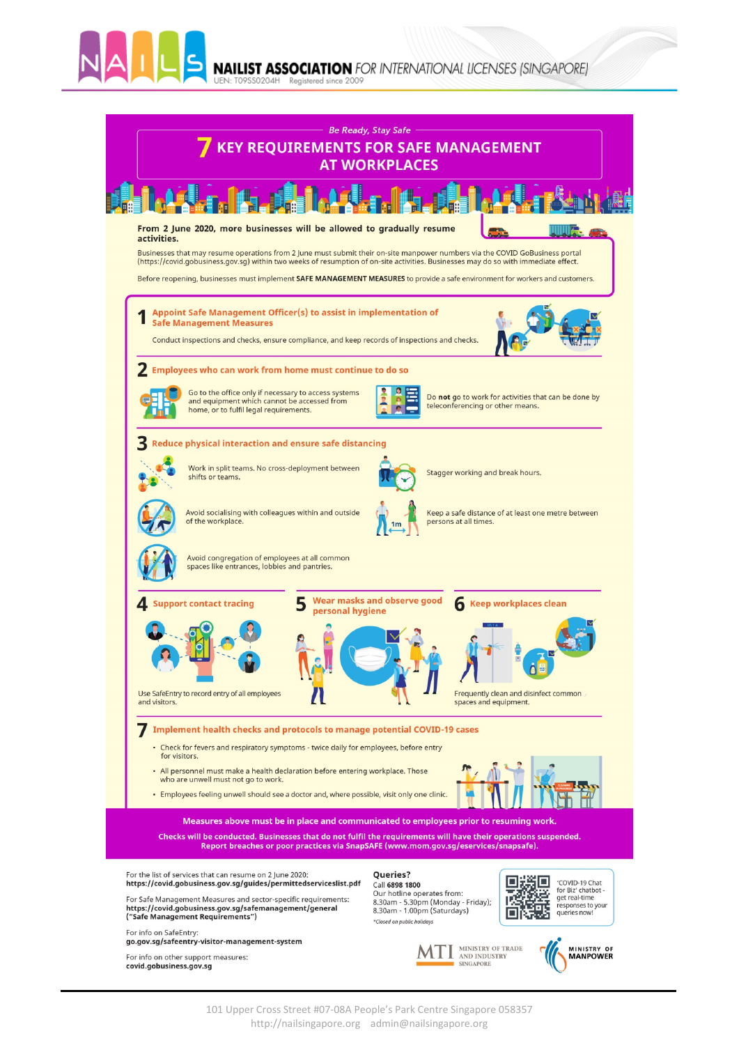NAILIST ASSOCIATION FOR INTERNATIONAL LICENSES (SINGAPORE)

UEN: T09SS0204H Registered since 2009

*Be Ready, Stay Safe*

# 7 KEY REQUIREMENTS FOR SAFE MANAGEMENT AT WORKPLACES

**From 2 June 2020, more businesses will be allowed to gradually resume activities.**

Businesses that may resume operations from 2 June must submit their on-site manpower numbers via the COVID GoBusiness portal (https://covid.gobusiness.gov.sg) within two weeks of resumption of on-site activities. Businesses may do so with immediate effect.

Before reopening, businesses must implement **SAFE MANAGEMENT MEASURES** to provide a safe environment for workers and customers.

## 1 Appoint Safe Management Officer(s) to assist in implementation of Safe Management Measures

Conduct inspections and checks, ensure compliance, and keep records of inspections and checks.

## 2 Employees who can work from home must continue to do so

Go to the office only if necessary to access systems and equipment which cannot be accessed from home, or to fulfil legal requirements.

Do **not** go to work for activities that can be done by teleconferencing or other means.

## 3 Reduce physical interaction and ensure safe distancing

Work in split teams. No cross-deployment between shifts or teams.

Stagger working and break hours.

Avoid socialising with colleagues within and outside of the workplace.

Keep a safe distance of at least one metre between persons at all times.

Avoid congregation of employees at all common spaces like entrances, lobbies and pantries.

## 4 Support contact tracing

Use SafeEntry to record entry of all employees and visitors.

## 5 Wear masks and observe good personal hygiene

## 6 Keep workplaces clean

Frequently clean and disinfect common spaces and equipment.

## 7 Implement health checks and protocols to manage potential COVID-19 cases

- Check for fevers and respiratory symptoms - twice daily for employees, before entry for visitors.
- All personnel must make a health declaration before entering workplace. Those who are unwell must not go to work.
- Employees feeling unwell should see a doctor and, where possible, visit only one clinic.

**Measures above must be in place and communicated to employees prior to resuming work.**

**Checks will be conducted. Businesses that do not fulfil the requirements will have their operations suspended. Report breaches or poor practices via SnapSAFE (www.mom.gov.sg/eservices/snapsafe).**

For the list of services that can resume on 2 June 2020:
**https://covid.gobusiness.gov.sg/guides/permittedserviceslist.pdf**

For Safe Management Measures and sector-specific requirements:
**https://covid.gobusiness.gov.sg/safemanagement/general ("Safe Management Requirements")**

For info on SafeEntry:
**go.gov.sg/safeentry-visitor-management-system**

For info on other support measures:
**covid.gobusiness.gov.sg**

**Queries?**

Call **6898 1800**

Our hotline operates from:
8.30am - 5.30pm (Monday - Friday);
8.30am - 1.00pm (Saturdays)

*Closed on public holidays*

'COVID-19 Chat for Biz' chatbot - get real-time responses to your queries now!

MTI MINISTRY OF TRADE AND INDUSTRY SINGAPORE

MINISTRY OF MANPOWER

101 Upper Cross Street #07-08A People's Park Centre Singapore 058357
http://nailsingapore.org admin@nailsingapore.org